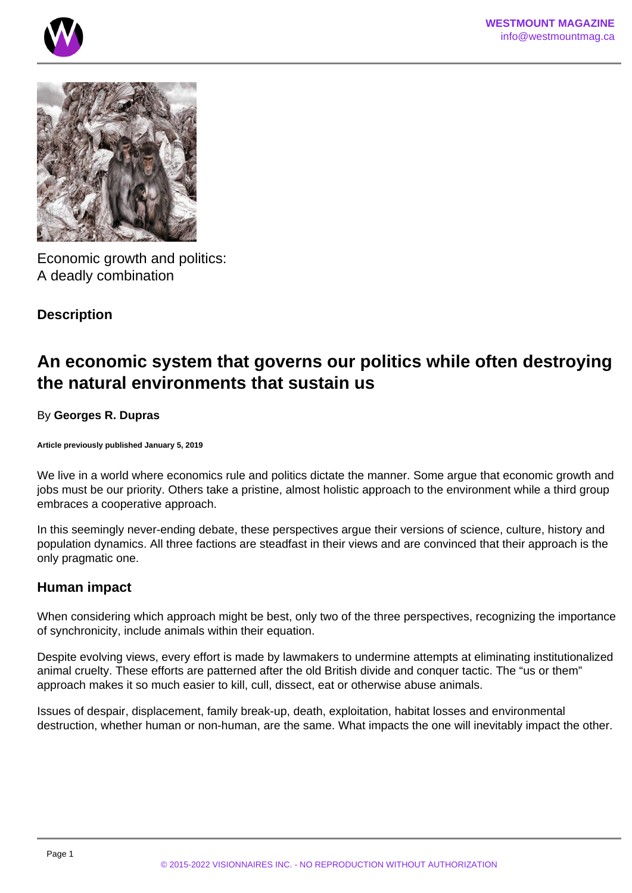Economic growth and politics:
A deadly combination

**Description**

## An economic system that governs our politics while often destroying the natural environments that sustain us

By **Georges R. Dupras**

**Article previously published January 5, 2019**

We live in a world where economics rule and politics dictate the manner. Some argue that economic growth and jobs must be our priority. Others take a pristine, almost holistic approach to the environment while a third group embraces a cooperative approach.

In this seemingly never-ending debate, these perspectives argue their versions of science, culture, history and population dynamics. All three factions are steadfast in their views and are convinced that their approach is the only pragmatic one.

### Human impact

When considering which approach might be best, only two of the three perspectives, recognizing the importance of synchronicity, include animals within their equation.

Despite evolving views, every effort is made by lawmakers to undermine attempts at eliminating institutionalized animal cruelty. These efforts are patterned after the old British divide and conquer tactic. The "us or them" approach makes it so much easier to kill, cull, dissect, eat or otherwise abuse animals.

Issues of despair, displacement, family break-up, death, exploitation, habitat losses and environmental destruction, whether human or non-human, are the same. What impacts the one will inevitably impact the other.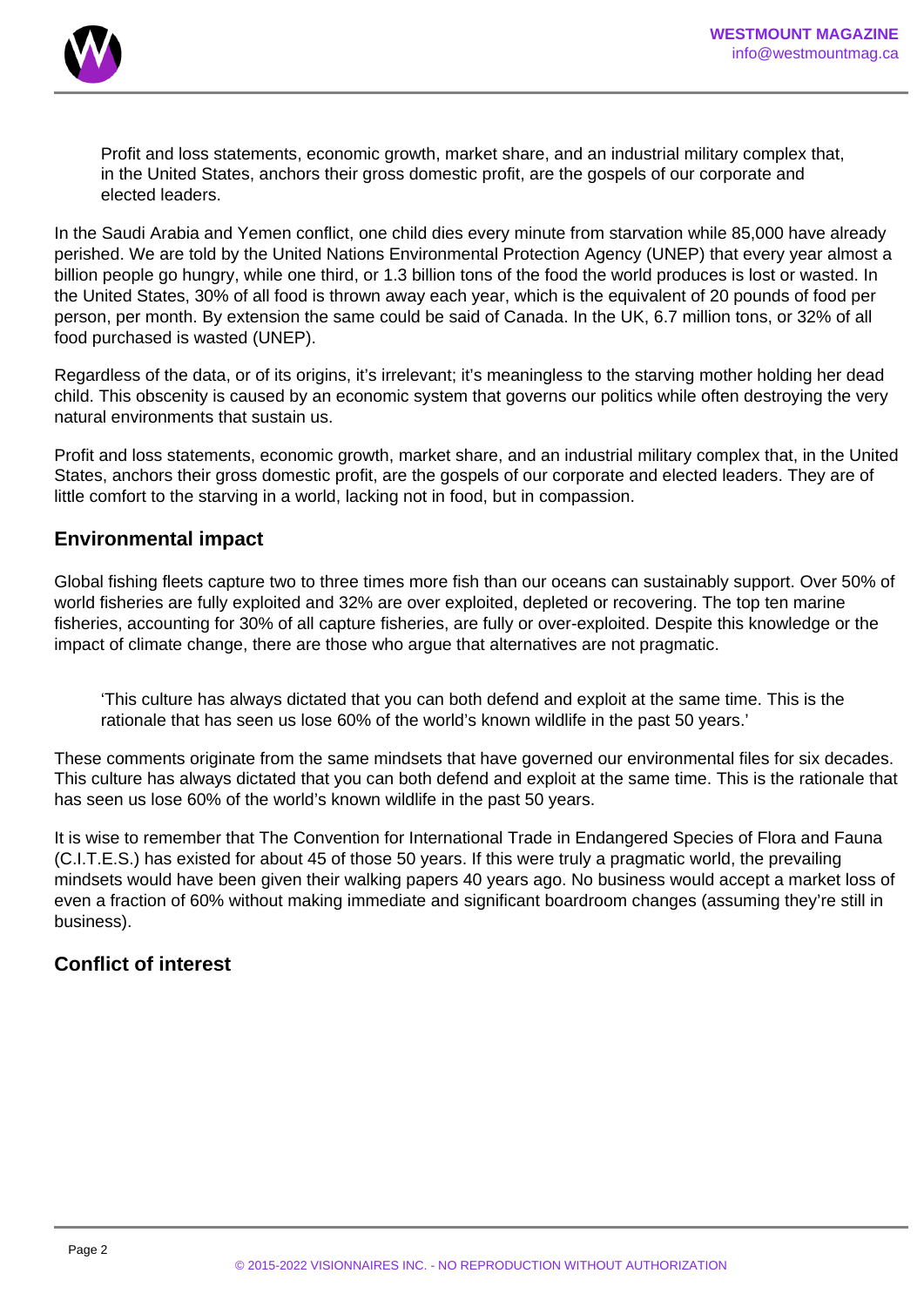> Profit and loss statements, economic growth, market share, and an industrial military complex that, in the United States, anchors their gross domestic profit, are the gospels of our corporate and elected leaders.

In the Saudi Arabia and Yemen conflict, one child dies every minute from starvation while 85,000 have already perished. We are told by the United Nations Environmental Protection Agency (UNEP) that every year almost a billion people go hungry, while one third, or 1.3 billion tons of the food the world produces is lost or wasted. In the United States, 30% of all food is thrown away each year, which is the equivalent of 20 pounds of food per person, per month. By extension the same could be said of Canada. In the UK, 6.7 million tons, or 32% of all food purchased is wasted (UNEP).

Regardless of the data, or of its origins, it's irrelevant; it's meaningless to the starving mother holding her dead child. This obscenity is caused by an economic system that governs our politics while often destroying the very natural environments that sustain us.

Profit and loss statements, economic growth, market share, and an industrial military complex that, in the United States, anchors their gross domestic profit, are the gospels of our corporate and elected leaders. They are of little comfort to the starving in a world, lacking not in food, but in compassion.

## Environmental impact

Global fishing fleets capture two to three times more fish than our oceans can sustainably support. Over 50% of world fisheries are fully exploited and 32% are over exploited, depleted or recovering. The top ten marine fisheries, accounting for 30% of all capture fisheries, are fully or over-exploited. Despite this knowledge or the impact of climate change, there are those who argue that alternatives are not pragmatic.

> 'This culture has always dictated that you can both defend and exploit at the same time. This is the rationale that has seen us lose 60% of the world's known wildlife in the past 50 years.'

These comments originate from the same mindsets that have governed our environmental files for six decades. This culture has always dictated that you can both defend and exploit at the same time. This is the rationale that has seen us lose 60% of the world's known wildlife in the past 50 years.

It is wise to remember that The Convention for International Trade in Endangered Species of Flora and Fauna (C.I.T.E.S.) has existed for about 45 of those 50 years. If this were truly a pragmatic world, the prevailing mindsets would have been given their walking papers 40 years ago. No business would accept a market loss of even a fraction of 60% without making immediate and significant boardroom changes (assuming they're still in business).

## Conflict of interest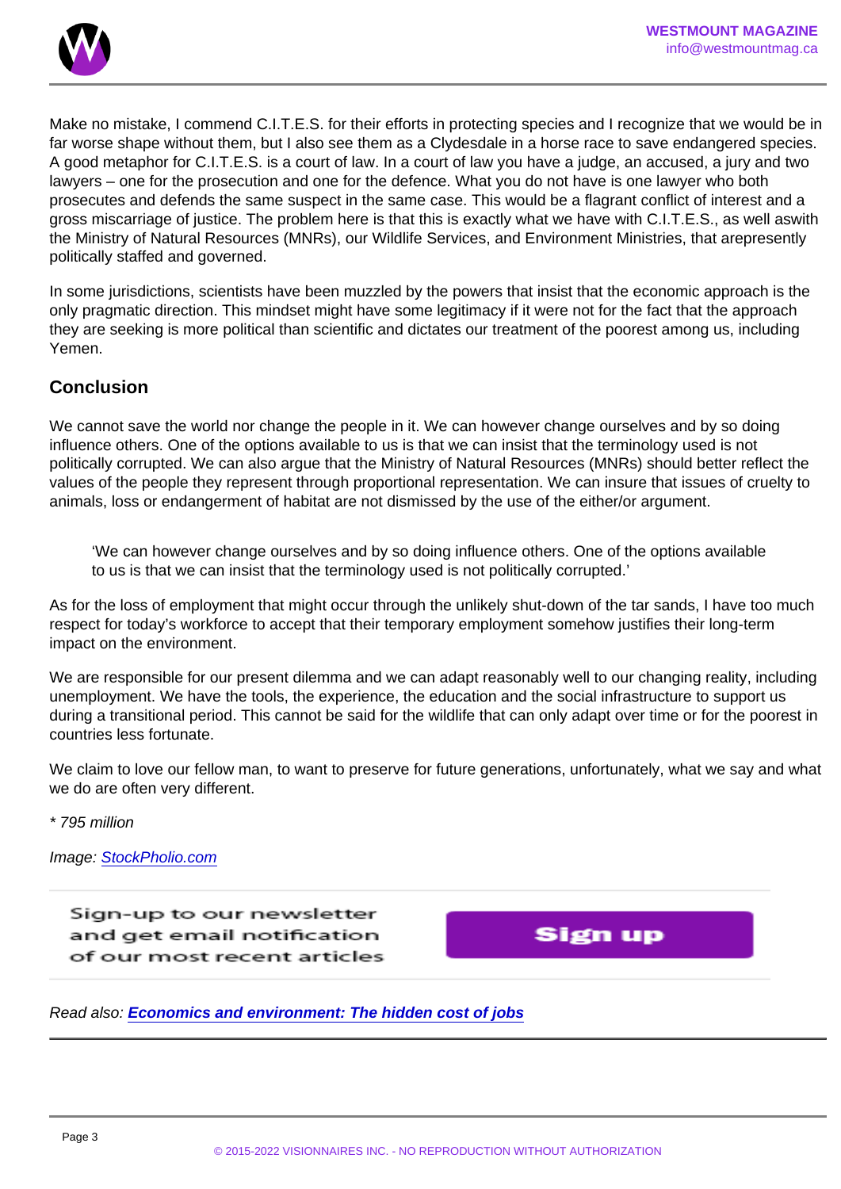Make no mistake, I commend C.I.T.E.S. for their efforts in protecting species and I recognize that we would be in far worse shape without them, but I also see them as a Clydesdale in a horse race to save endangered species. A good metaphor for C.I.T.E.S. is a court of law. In a court of law you have a judge, an accused, a jury and two lawyers – one for the prosecution and one for the defence. What you do not have is one lawyer who both prosecutes and defends the same suspect in the same case. This would be a flagrant conflict of interest and a gross miscarriage of justice. The problem here is that this is exactly what we have with C.I.T.E.S., as well aswith the Ministry of Natural Resources (MNRs), our Wildlife Services, and Environment Ministries, that arepresently politically staffed and governed.

In some jurisdictions, scientists have been muzzled by the powers that insist that the economic approach is the only pragmatic direction. This mindset might have some legitimacy if it were not for the fact that the approach they are seeking is more political than scientific and dictates our treatment of the poorest among us, including Yemen.

## Conclusion

We cannot save the world nor change the people in it. We can however change ourselves and by so doing influence others. One of the options available to us is that we can insist that the terminology used is not politically corrupted. We can also argue that the Ministry of Natural Resources (MNRs) should better reflect the values of the people they represent through proportional representation. We can insure that issues of cruelty to animals, loss or endangerment of habitat are not dismissed by the use of the either/or argument.

> ‘We can however change ourselves and by so doing influence others. One of the options available to us is that we can insist that the terminology used is not politically corrupted.’

As for the loss of employment that might occur through the unlikely shut-down of the tar sands, I have too much respect for today’s workforce to accept that their temporary employment somehow justifies their long-term impact on the environment.

We are responsible for our present dilemma and we can adapt reasonably well to our changing reality, including unemployment. We have the tools, the experience, the education and the social infrastructure to support us during a transitional period. This cannot be said for the wildlife that can only adapt over time or for the poorest in countries less fortunate.

We claim to love our fellow man, to want to preserve for future generations, unfortunately, what we say and what we do are often very different.

*\* 795 million*

*Image: [StockPholio.com]*

Sign-up to our newsletter and get email notification of our most recent articles

Sign up

*Read also:* ***Economics and environment: The hidden cost of jobs***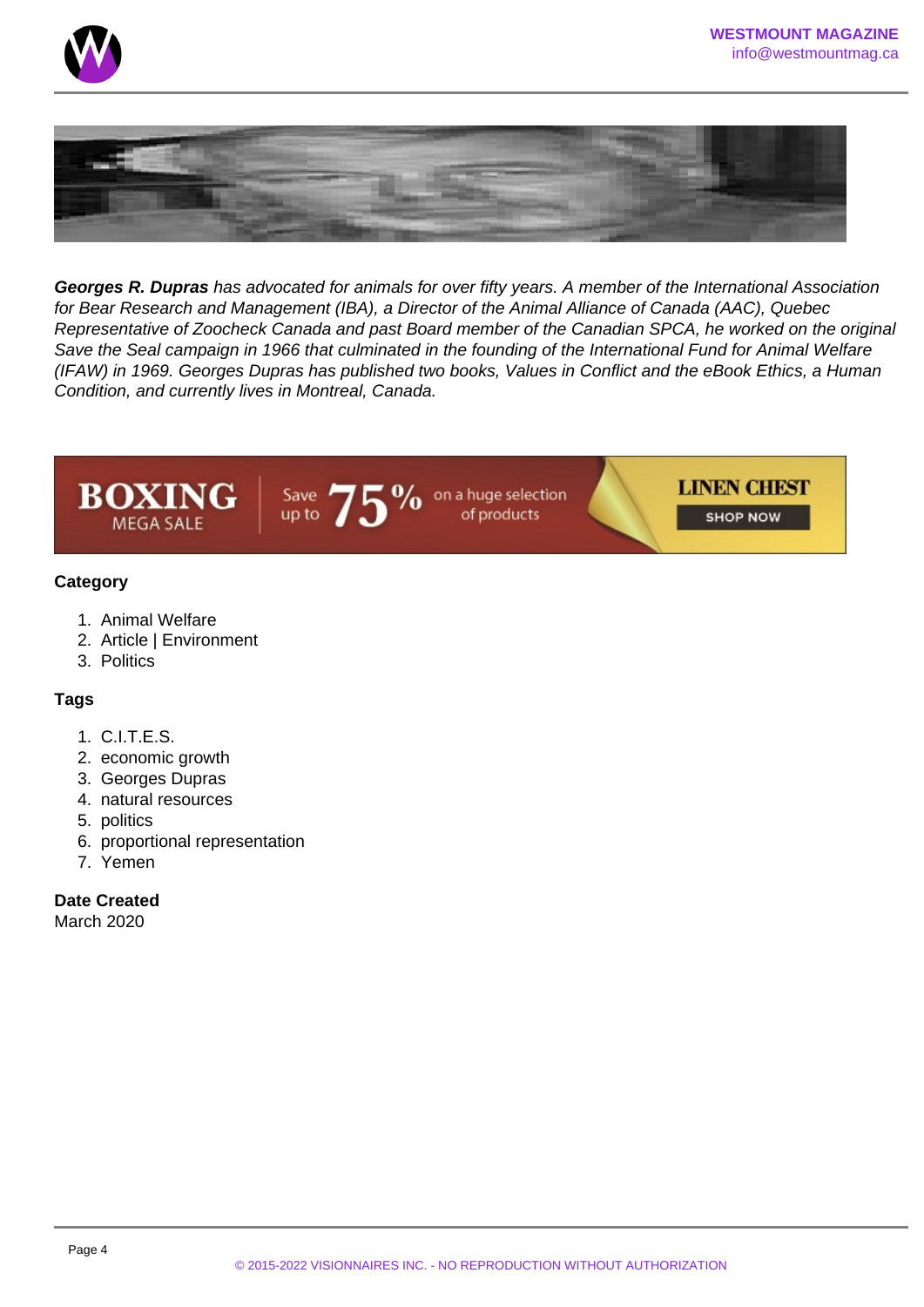***Georges R. Dupras** has advocated for animals for over fifty years. A member of the International Association for Bear Research and Management (IBA), a Director of the Animal Alliance of Canada (AAC), Quebec Representative of Zoocheck Canada and past Board member of the Canadian SPCA, he worked on the original Save the Seal campaign in 1966 that culminated in the founding of the International Fund for Animal Welfare (IFAW) in 1969. Georges Dupras has published two books, Values in Conflict and the eBook Ethics, a Human Condition, and currently lives in Montreal, Canada.*

**Category**

1. Animal Welfare
2. Article | Environment
3. Politics

**Tags**

1. C.I.T.E.S.
2. economic growth
3. Georges Dupras
4. natural resources
5. politics
6. proportional representation
7. Yemen

**Date Created**
March 2020